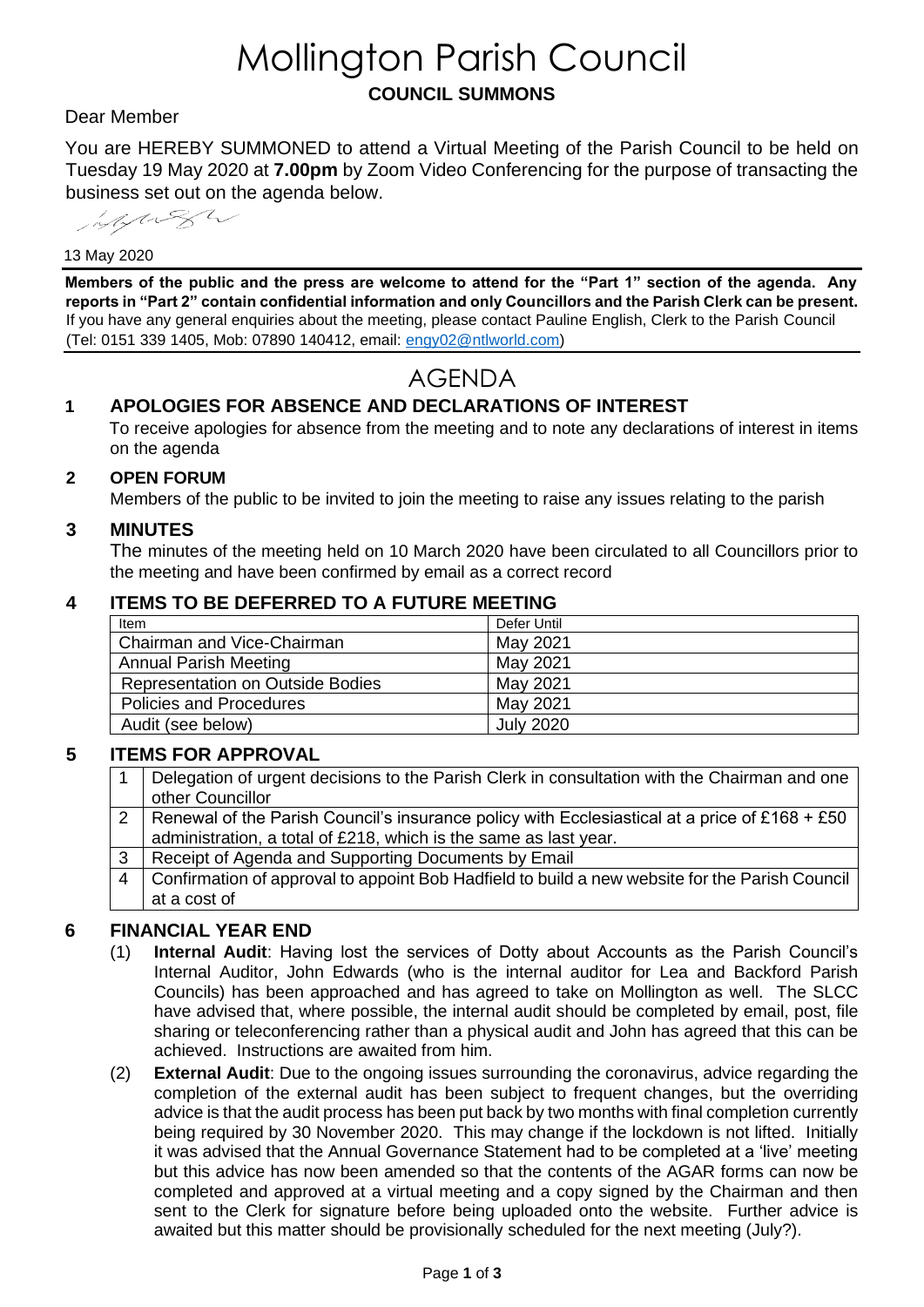# Mollington Parish Council

## COUNCIL SUMMONS

Dear Member

You are HEREBY SUMMONED to attend a Virtual Meeting of the Parish Council to be held on Tuesday 19 May 2020 at **7.00pm** by Zoom Video Conferencing for the purpose of transacting the business set out on the agenda below.

13 May 2020

**Members of the public and the press are welcome to attend for the "Part 1" section of the agenda. Any reports in "Part 2" contain confidential information and only Councillors and the Parish Clerk can be present.** If you have any general enquiries about the meeting, please contact Pauline English, Clerk to the Parish Council (Tel: 0151 339 1405, Mob: 07890 140412, email: engy02@ntlworld.com)

## AGENDA

### 1 APOLOGIES FOR ABSENCE AND DECLARATIONS OF INTEREST

To receive apologies for absence from the meeting and to note any declarations of interest in items on the agenda

### 2 OPEN FORUM

Members of the public to be invited to join the meeting to raise any issues relating to the parish

### 3 MINUTES

The minutes of the meeting held on 10 March 2020 have been circulated to all Councillors prior to the meeting and have been confirmed by email as a correct record

### 4 ITEMS TO BE DEFERRED TO A FUTURE MEETING

| Item | Defer Until |
|---|---|
| Chairman and Vice-Chairman | May 2021 |
| Annual Parish Meeting | May 2021 |
| Representation on Outside Bodies | May 2021 |
| Policies and Procedures | May 2021 |
| Audit (see below) | July 2020 |

### 5 ITEMS FOR APPROVAL

| | |
|---|---|
| 1 | Delegation of urgent decisions to the Parish Clerk in consultation with the Chairman and one other Councillor |
| 2 | Renewal of the Parish Council's insurance policy with Ecclesiastical at a price of £168 + £50 administration, a total of £218, which is the same as last year. |
| 3 | Receipt of Agenda and Supporting Documents by Email |
| 4 | Confirmation of approval to appoint Bob Hadfield to build a new website for the Parish Council at a cost of |

### 6 FINANCIAL YEAR END

(1) **Internal Audit**: Having lost the services of Dotty about Accounts as the Parish Council's Internal Auditor, John Edwards (who is the internal auditor for Lea and Backford Parish Councils) has been approached and has agreed to take on Mollington as well. The SLCC have advised that, where possible, the internal audit should be completed by email, post, file sharing or teleconferencing rather than a physical audit and John has agreed that this can be achieved. Instructions are awaited from him.

(2) **External Audit**: Due to the ongoing issues surrounding the coronavirus, advice regarding the completion of the external audit has been subject to frequent changes, but the overriding advice is that the audit process has been put back by two months with final completion currently being required by 30 November 2020. This may change if the lockdown is not lifted. Initially it was advised that the Annual Governance Statement had to be completed at a 'live' meeting but this advice has now been amended so that the contents of the AGAR forms can now be completed and approved at a virtual meeting and a copy signed by the Chairman and then sent to the Clerk for signature before being uploaded onto the website. Further advice is awaited but this matter should be provisionally scheduled for the next meeting (July?).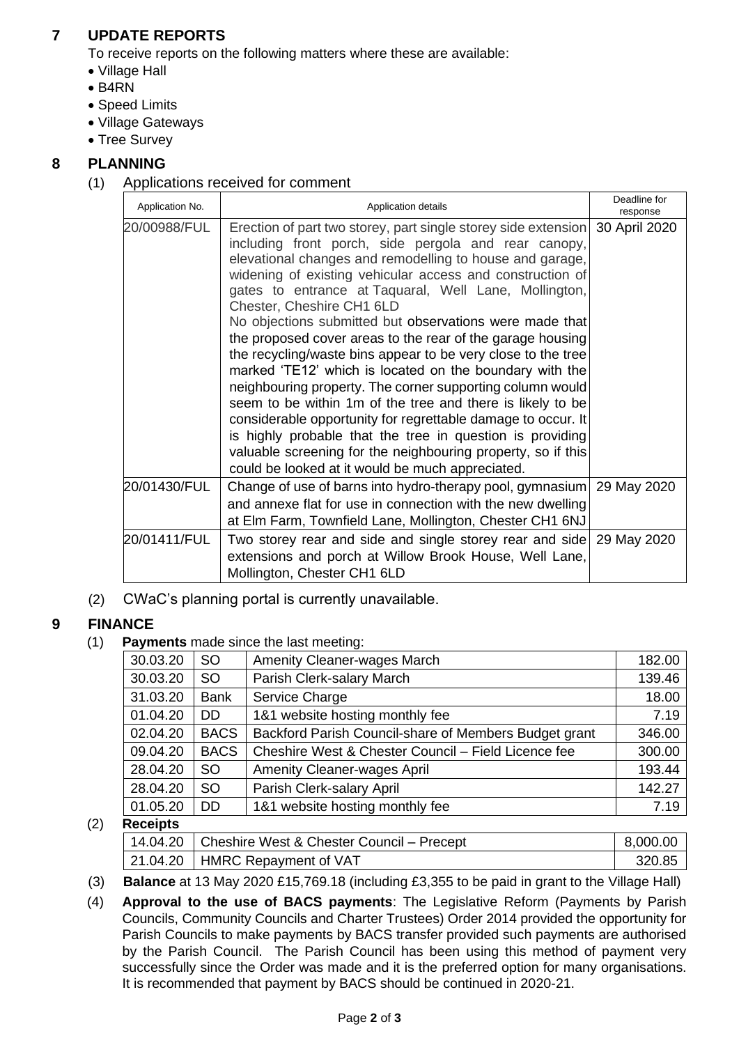## 7 UPDATE REPORTS

To receive reports on the following matters where these are available:

- Village Hall
- B4RN
- Speed Limits
- Village Gateways
- Tree Survey

## 8 PLANNING

(1) Applications received for comment

| Application No. | Application details | Deadline for response |
|---|---|---|
| 20/00988/FUL | Erection of part two storey, part single storey side extension including front porch, side pergola and rear canopy, elevational changes and remodelling to house and garage, widening of existing vehicular access and construction of gates to entrance at Taquaral, Well Lane, Mollington, Chester, Cheshire CH1 6LD<br>No objections submitted but observations were made that the proposed cover areas to the rear of the garage housing the recycling/waste bins appear to be very close to the tree marked 'TE12' which is located on the boundary with the neighbouring property. The corner supporting column would seem to be within 1m of the tree and there is likely to be considerable opportunity for regrettable damage to occur. It is highly probable that the tree in question is providing valuable screening for the neighbouring property, so if this could be looked at it would be much appreciated. | 30 April 2020 |
| 20/01430/FUL | Change of use of barns into hydro-therapy pool, gymnasium and annexe flat for use in connection with the new dwelling at Elm Farm, Townfield Lane, Mollington, Chester CH1 6NJ | 29 May 2020 |
| 20/01411/FUL | Two storey rear and side and single storey rear and side extensions and porch at Willow Brook House, Well Lane, Mollington, Chester CH1 6LD | 29 May 2020 |

(2) CWaC's planning portal is currently unavailable.

## 9 FINANCE

(1) **Payments** made since the last meeting:

| | | | |
|---|---|---|---|
| 30.03.20 | SO | Amenity Cleaner-wages March | 182.00 |
| 30.03.20 | SO | Parish Clerk-salary March | 139.46 |
| 31.03.20 | Bank | Service Charge | 18.00 |
| 01.04.20 | DD | 1&1 website hosting monthly fee | 7.19 |
| 02.04.20 | BACS | Backford Parish Council-share of Members Budget grant | 346.00 |
| 09.04.20 | BACS | Cheshire West & Chester Council – Field Licence fee | 300.00 |
| 28.04.20 | SO | Amenity Cleaner-wages April | 193.44 |
| 28.04.20 | SO | Parish Clerk-salary April | 142.27 |
| 01.05.20 | DD | 1&1 website hosting monthly fee | 7.19 |

(2) **Receipts**

| | | |
|---|---|---|
| 14.04.20 | Cheshire West & Chester Council – Precept | 8,000.00 |
| 21.04.20 | HMRC Repayment of VAT | 320.85 |

(3) **Balance** at 13 May 2020 £15,769.18 (including £3,355 to be paid in grant to the Village Hall)

(4) **Approval to the use of BACS payments**: The Legislative Reform (Payments by Parish Councils, Community Councils and Charter Trustees) Order 2014 provided the opportunity for Parish Councils to make payments by BACS transfer provided such payments are authorised by the Parish Council. The Parish Council has been using this method of payment very successfully since the Order was made and it is the preferred option for many organisations. It is recommended that payment by BACS should be continued in 2020-21.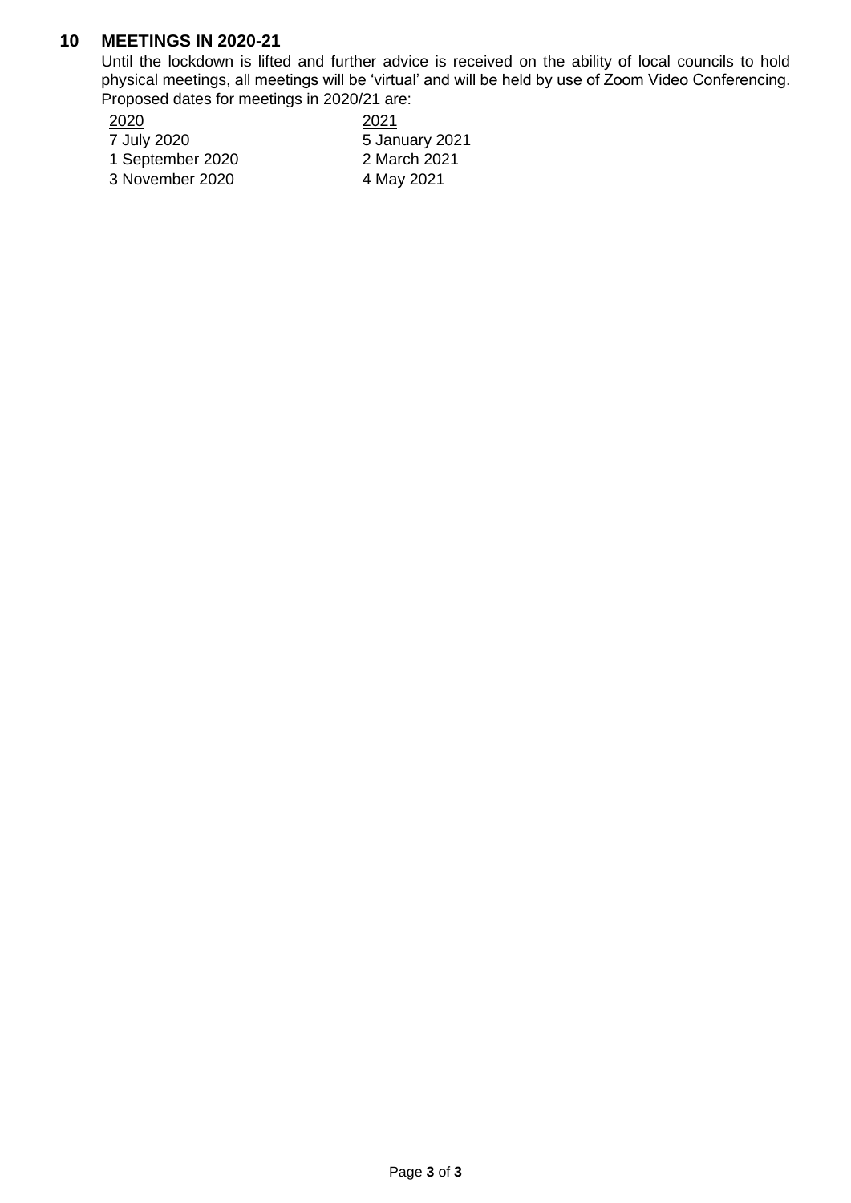## 10 MEETINGS IN 2020-21

Until the lockdown is lifted and further advice is received on the ability of local councils to hold physical meetings, all meetings will be 'virtual' and will be held by use of Zoom Video Conferencing. Proposed dates for meetings in 2020/21 are:

| 2020 | 2021 |
| --- | --- |
| 7 July 2020 | 5 January 2021 |
| 1 September 2020 | 2 March 2021 |
| 3 November 2020 | 4 May 2021 |